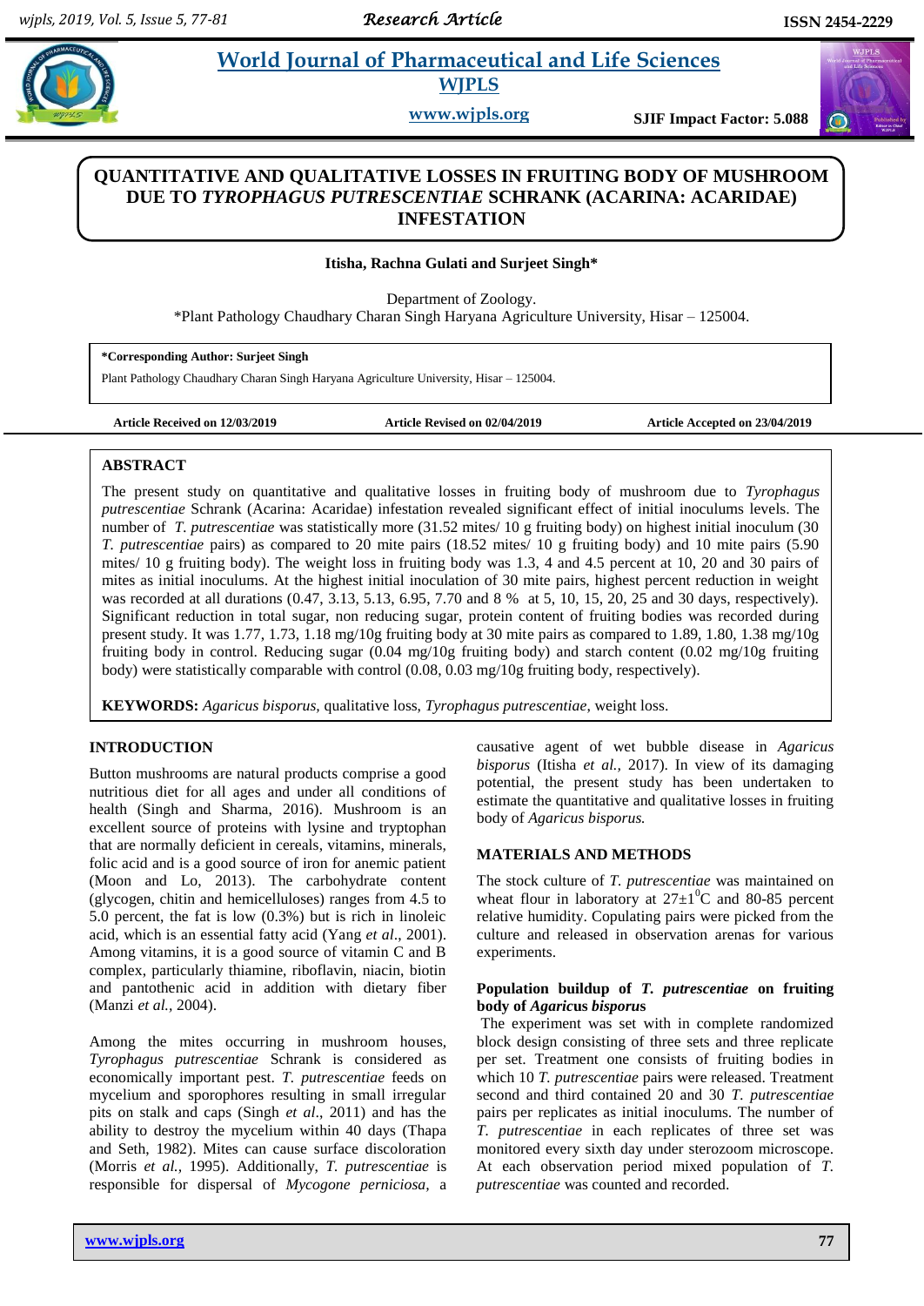# QUANTITATIVE AND QUALITATIVE LOSSES IN FRUITING BODY OF MUSHROOM DUE TO *TYROPHAGUS PUTRESCENTIAE* SCHRANK (ACARINA: ACARIDAE) INFESTATION

**Itisha, Rachna Gulati and Surjeet Singh***

Department of Zoology.
*Plant Pathology Chaudhary Charan Singh Haryana Agriculture University, Hisar – 125004.

**\*Corresponding Author: Surjeet Singh**
Plant Pathology Chaudhary Charan Singh Haryana Agriculture University, Hisar – 125004.

**Article Received on 12/03/2019** **Article Revised on 02/04/2019** **Article Accepted on 23/04/2019**

## ABSTRACT

The present study on quantitative and qualitative losses in fruiting body of mushroom due to *Tyrophagus putrescentiae* Schrank (Acarina: Acaridae) infestation revealed significant effect of initial inoculums levels. The number of *T. putrescentiae* was statistically more (31.52 mites/ 10 g fruiting body) on highest initial inoculum (30 *T. putrescentiae* pairs) as compared to 20 mite pairs (18.52 mites/ 10 g fruiting body) and 10 mite pairs (5.90 mites/ 10 g fruiting body). The weight loss in fruiting body was 1.3, 4 and 4.5 percent at 10, 20 and 30 pairs of mites as initial inoculums. At the highest initial inoculation of 30 mite pairs, highest percent reduction in weight was recorded at all durations (0.47, 3.13, 5.13, 6.95, 7.70 and 8 % at 5, 10, 15, 20, 25 and 30 days, respectively). Significant reduction in total sugar, non reducing sugar, protein content of fruiting bodies was recorded during present study. It was 1.77, 1.73, 1.18 mg/10g fruiting body at 30 mite pairs as compared to 1.89, 1.80, 1.38 mg/10g fruiting body in control. Reducing sugar (0.04 mg/10g fruiting body) and starch content (0.02 mg/10g fruiting body) were statistically comparable with control (0.08, 0.03 mg/10g fruiting body, respectively).

**KEYWORDS:** *Agaricus bisporus*, qualitative loss, *Tyrophagus putrescentiae*, weight loss.

## INTRODUCTION

Button mushrooms are natural products comprise a good nutritious diet for all ages and under all conditions of health (Singh and Sharma, 2016). Mushroom is an excellent source of proteins with lysine and tryptophan that are normally deficient in cereals, vitamins, minerals, folic acid and is a good source of iron for anemic patient (Moon and Lo, 2013). The carbohydrate content (glycogen, chitin and hemicelluloses) ranges from 4.5 to 5.0 percent, the fat is low (0.3%) but is rich in linoleic acid, which is an essential fatty acid (Yang *et al*., 2001). Among vitamins, it is a good source of vitamin C and B complex, particularly thiamine, riboflavin, niacin, biotin and pantothenic acid in addition with dietary fiber (Manzi *et al.*, 2004).

Among the mites occurring in mushroom houses, *Tyrophagus putrescentiae* Schrank is considered as economically important pest. *T. putrescentiae* feeds on mycelium and sporophores resulting in small irregular pits on stalk and caps (Singh *et al*., 2011) and has the ability to destroy the mycelium within 40 days (Thapa and Seth, 1982). Mites can cause surface discoloration (Morris *et al.*, 1995). Additionally, *T. putrescentiae* is responsible for dispersal of *Mycogone perniciosa,* a causative agent of wet bubble disease in *Agaricus bisporus* (Itisha *et al.*, 2017). In view of its damaging potential, the present study has been undertaken to estimate the quantitative and qualitative losses in fruiting body of *Agaricus bisporus.*

## MATERIALS AND METHODS

The stock culture of *T. putrescentiae* was maintained on wheat flour in laboratory at $27\pm1^0$C and 80-85 percent relative humidity. Copulating pairs were picked from the culture and released in observation arenas for various experiments.

### Population buildup of *T. putrescentiae* on fruiting body of *Agaricus bisporus*

The experiment was set with in complete randomized block design consisting of three sets and three replicate per set. Treatment one consists of fruiting bodies in which 10 *T. putrescentiae* pairs were released. Treatment second and third contained 20 and 30 *T. putrescentiae* pairs per replicates as initial inoculums. The number of *T. putrescentiae* in each replicates of three set was monitored every sixth day under sterozoom microscope. At each observation period mixed population of *T. putrescentiae* was counted and recorded.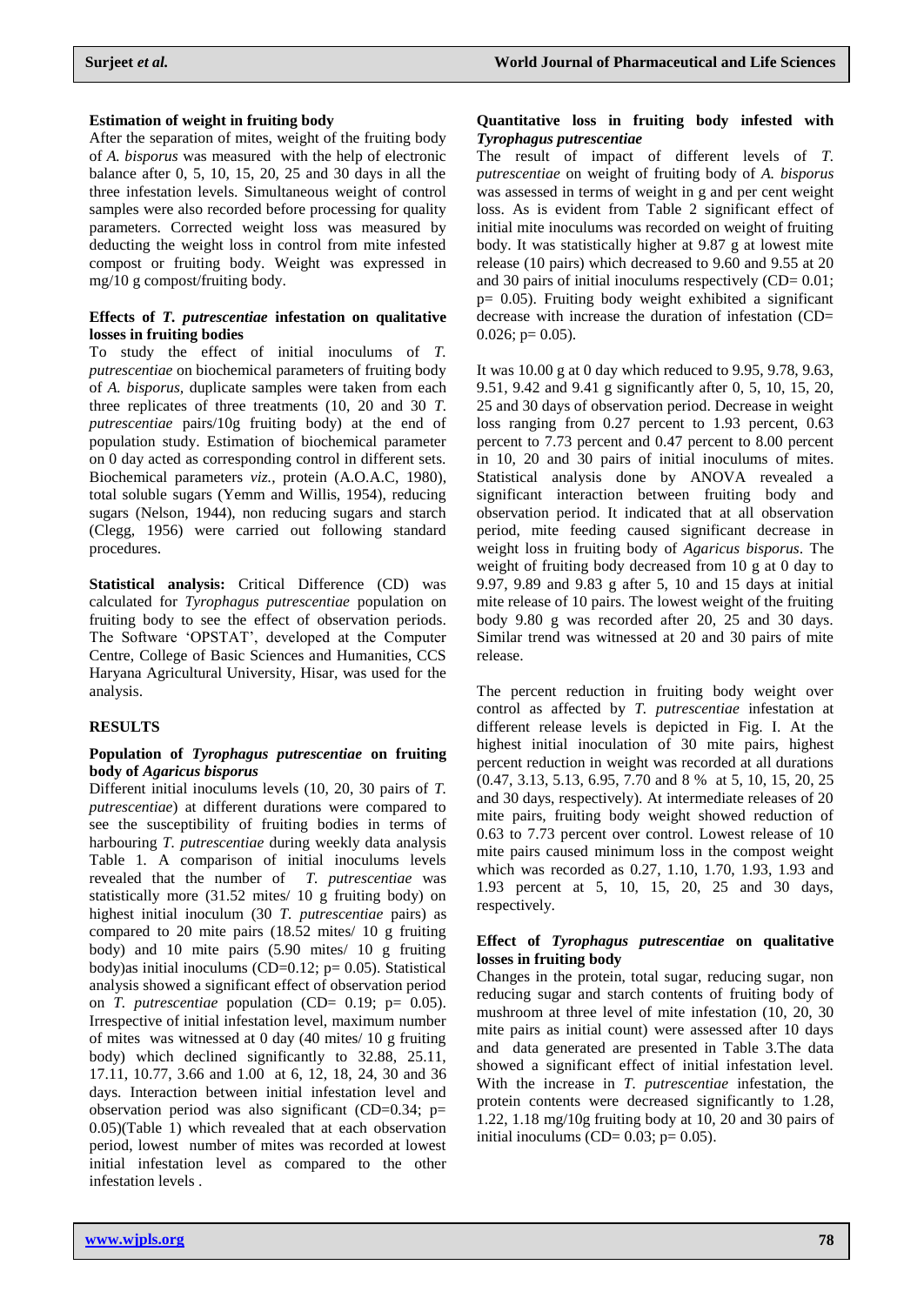### Estimation of weight in fruiting body

After the separation of mites, weight of the fruiting body of *A. bisporus* was measured with the help of electronic balance after 0, 5, 10, 15, 20, 25 and 30 days in all the three infestation levels. Simultaneous weight of control samples were also recorded before processing for quality parameters. Corrected weight loss was measured by deducting the weight loss in control from mite infested compost or fruiting body. Weight was expressed in mg/10 g compost/fruiting body.

### Effects of *T. putrescentiae* infestation on qualitative losses in fruiting bodies

To study the effect of initial inoculums of *T. putrescentiae* on biochemical parameters of fruiting body of *A. bisporus,* duplicate samples were taken from each three replicates of three treatments (10, 20 and 30 *T. putrescentiae* pairs/10g fruiting body) at the end of population study. Estimation of biochemical parameter on 0 day acted as corresponding control in different sets. Biochemical parameters *viz.,* protein (A.O.A.C, 1980), total soluble sugars (Yemm and Willis, 1954), reducing sugars (Nelson, 1944), non reducing sugars and starch (Clegg, 1956) were carried out following standard procedures.

**Statistical analysis:** Critical Difference (CD) was calculated for *Tyrophagus putrescentiae* population on fruiting body to see the effect of observation periods. The Software 'OPSTAT', developed at the Computer Centre, College of Basic Sciences and Humanities, CCS Haryana Agricultural University, Hisar, was used for the analysis.

## RESULTS

### Population of *Tyrophagus putrescentiae* on fruiting body of *Agaricus bisporus*

Different initial inoculums levels (10, 20, 30 pairs of *T. putrescentiae*) at different durations were compared to see the susceptibility of fruiting bodies in terms of harbouring *T. putrescentiae* during weekly data analysis Table 1. A comparison of initial inoculums levels revealed that the number of *T. putrescentiae* was statistically more (31.52 mites/ 10 g fruiting body) on highest initial inoculum (30 *T. putrescentiae* pairs) as compared to 20 mite pairs (18.52 mites/ 10 g fruiting body) and 10 mite pairs (5.90 mites/ 10 g fruiting body)as initial inoculums (CD=0.12; p= 0.05). Statistical analysis showed a significant effect of observation period on *T. putrescentiae* population (CD= 0.19; p= 0.05). Irrespective of initial infestation level, maximum number of mites was witnessed at 0 day (40 mites/ 10 g fruiting body) which declined significantly to 32.88, 25.11, 17.11, 10.77, 3.66 and 1.00 at 6, 12, 18, 24, 30 and 36 days. Interaction between initial infestation level and observation period was also significant (CD=0.34; p= 0.05)(Table 1) which revealed that at each observation period, lowest number of mites was recorded at lowest initial infestation level as compared to the other infestation levels .

### Quantitative loss in fruiting body infested with *Tyrophagus putrescentiae*

The result of impact of different levels of *T. putrescentiae* on weight of fruiting body of *A. bisporus* was assessed in terms of weight in g and per cent weight loss. As is evident from Table 2 significant effect of initial mite inoculums was recorded on weight of fruiting body. It was statistically higher at 9.87 g at lowest mite release (10 pairs) which decreased to 9.60 and 9.55 at 20 and 30 pairs of initial inoculums respectively (CD= 0.01; p= 0.05). Fruiting body weight exhibited a significant decrease with increase the duration of infestation (CD= 0.026; p= 0.05).

It was 10.00 g at 0 day which reduced to 9.95, 9.78, 9.63, 9.51, 9.42 and 9.41 g significantly after 0, 5, 10, 15, 20, 25 and 30 days of observation period. Decrease in weight loss ranging from 0.27 percent to 1.93 percent, 0.63 percent to 7.73 percent and 0.47 percent to 8.00 percent in 10, 20 and 30 pairs of initial inoculums of mites. Statistical analysis done by ANOVA revealed a significant interaction between fruiting body and observation period. It indicated that at all observation period, mite feeding caused significant decrease in weight loss in fruiting body of *Agaricus bisporus*. The weight of fruiting body decreased from 10 g at 0 day to 9.97, 9.89 and 9.83 g after 5, 10 and 15 days at initial mite release of 10 pairs. The lowest weight of the fruiting body 9.80 g was recorded after 20, 25 and 30 days. Similar trend was witnessed at 20 and 30 pairs of mite release.

The percent reduction in fruiting body weight over control as affected by *T. putrescentiae* infestation at different release levels is depicted in Fig. I. At the highest initial inoculation of 30 mite pairs, highest percent reduction in weight was recorded at all durations (0.47, 3.13, 5.13, 6.95, 7.70 and 8 % at 5, 10, 15, 20, 25 and 30 days, respectively). At intermediate releases of 20 mite pairs, fruiting body weight showed reduction of 0.63 to 7.73 percent over control. Lowest release of 10 mite pairs caused minimum loss in the compost weight which was recorded as 0.27, 1.10, 1.70, 1.93, 1.93 and 1.93 percent at 5, 10, 15, 20, 25 and 30 days, respectively.

### Effect of *Tyrophagus putrescentiae* on qualitative losses in fruiting body

Changes in the protein, total sugar, reducing sugar, non reducing sugar and starch contents of fruiting body of mushroom at three level of mite infestation (10, 20, 30 mite pairs as initial count) were assessed after 10 days and data generated are presented in Table 3.The data showed a significant effect of initial infestation level. With the increase in *T. putrescentiae* infestation, the protein contents were decreased significantly to 1.28, 1.22, 1.18 mg/10g fruiting body at 10, 20 and 30 pairs of initial inoculums (CD= 0.03; p= 0.05).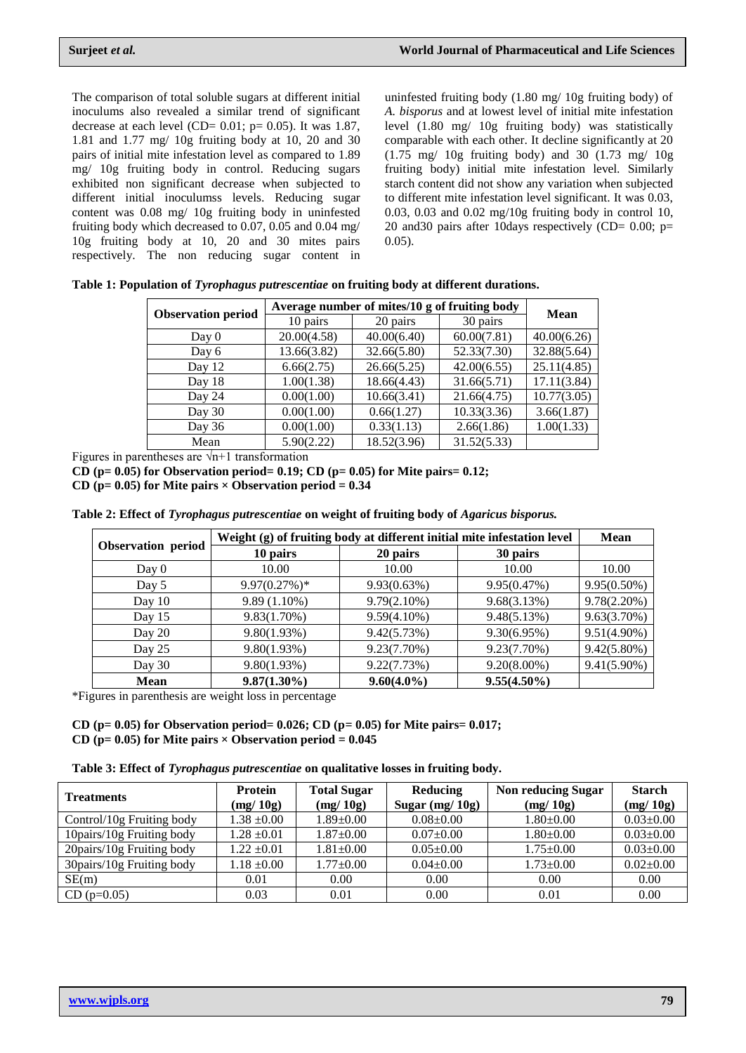The comparison of total soluble sugars at different initial inoculums also revealed a similar trend of significant decrease at each level (CD= 0.01; p= 0.05). It was 1.87, 1.81 and 1.77 mg/ 10g fruiting body at 10, 20 and 30 pairs of initial mite infestation level as compared to 1.89 mg/ 10g fruiting body in control. Reducing sugars exhibited non significant decrease when subjected to different initial inoculumss levels. Reducing sugar content was 0.08 mg/ 10g fruiting body in uninfested fruiting body which decreased to 0.07, 0.05 and 0.04 mg/ 10g fruiting body at 10, 20 and 30 mites pairs respectively. The non reducing sugar content in uninfested fruiting body (1.80 mg/ 10g fruiting body) of *A. bisporus* and at lowest level of initial mite infestation level (1.80 mg/ 10g fruiting body) was statistically comparable with each other. It decline significantly at 20 (1.75 mg/ 10g fruiting body) and 30 (1.73 mg/ 10g fruiting body) initial mite infestation level. Similarly starch content did not show any variation when subjected to different mite infestation level significant. It was 0.03, 0.03, 0.03 and 0.02 mg/10g fruiting body in control 10, 20 and30 pairs after 10days respectively (CD= 0.00; p= 0.05).

**Table 1: Population of *Tyrophagus putrescentiae* on fruiting body at different durations.**

| Observation period | Average number of mites/10 g of fruiting body | | | Mean |
|---|---|---|---|---|
| | 10 pairs | 20 pairs | 30 pairs | |
| Day 0 | 20.00(4.58) | 40.00(6.40) | 60.00(7.81) | 40.00(6.26) |
| Day 6 | 13.66(3.82) | 32.66(5.80) | 52.33(7.30) | 32.88(5.64) |
| Day 12 | 6.66(2.75) | 26.66(5.25) | 42.00(6.55) | 25.11(4.85) |
| Day 18 | 1.00(1.38) | 18.66(4.43) | 31.66(5.71) | 17.11(3.84) |
| Day 24 | 0.00(1.00) | 10.66(3.41) | 21.66(4.75) | 10.77(3.05) |
| Day 30 | 0.00(1.00) | 0.66(1.27) | 10.33(3.36) | 3.66(1.87) |
| Day 36 | 0.00(1.00) | 0.33(1.13) | 2.66(1.86) | 1.00(1.33) |
| Mean | 5.90(2.22) | 18.52(3.96) | 31.52(5.33) | |

Figures in parentheses are $\sqrt{n+1}$ transformation

**CD (p= 0.05) for Observation period= 0.19; CD (p= 0.05) for Mite pairs= 0.12;**
**CD (p= 0.05) for Mite pairs × Observation period = 0.34**

**Table 2: Effect of *Tyrophagus putrescentiae* on weight of fruiting body of *Agaricus bisporus.***

| Observation period | Weight (g) of fruiting body at different initial mite infestation level | | | Mean |
|---|---|---|---|---|
| | **10 pairs** | **20 pairs** | **30 pairs** | |
| Day 0 | 10.00 | 10.00 | 10.00 | 10.00 |
| Day 5 | 9.97(0.27%)* | 9.93(0.63%) | 9.95(0.47%) | 9.95(0.50%) |
| Day 10 | 9.89 (1.10%) | 9.79(2.10%) | 9.68(3.13%) | 9.78(2.20%) |
| Day 15 | 9.83(1.70%) | 9.59(4.10%) | 9.48(5.13%) | 9.63(3.70%) |
| Day 20 | 9.80(1.93%) | 9.42(5.73%) | 9.30(6.95%) | 9.51(4.90%) |
| Day 25 | 9.80(1.93%) | 9.23(7.70%) | 9.23(7.70%) | 9.42(5.80%) |
| Day 30 | 9.80(1.93%) | 9.22(7.73%) | 9.20(8.00%) | 9.41(5.90%) |
| **Mean** | **9.87(1.30%)** | **9.60(4.0%)** | **9.55(4.50%)** | |

*Figures in parenthesis are weight loss in percentage

**CD (p= 0.05) for Observation period= 0.026; CD (p= 0.05) for Mite pairs= 0.017;**
**CD (p= 0.05) for Mite pairs × Observation period = 0.045**

**Table 3: Effect of *Tyrophagus putrescentiae* on qualitative losses in fruiting body.**

| Treatments | Protein (mg/ 10g) | Total Sugar (mg/ 10g) | Reducing Sugar (mg/ 10g) | Non reducing Sugar (mg/ 10g) | Starch (mg/ 10g) |
|---|---|---|---|---|---|
| Control/10g Fruiting body | 1.38 ±0.00 | 1.89±0.00 | 0.08±0.00 | 1.80±0.00 | 0.03±0.00 |
| 10pairs/10g Fruiting body | 1.28 ±0.01 | 1.87±0.00 | 0.07±0.00 | 1.80±0.00 | 0.03±0.00 |
| 20pairs/10g Fruiting body | 1.22 ±0.01 | 1.81±0.00 | 0.05±0.00 | 1.75±0.00 | 0.03±0.00 |
| 30pairs/10g Fruiting body | 1.18 ±0.00 | 1.77±0.00 | 0.04±0.00 | 1.73±0.00 | 0.02±0.00 |
| SE(m) | 0.01 | 0.00 | 0.00 | 0.00 | 0.00 |
| CD (p=0.05) | 0.03 | 0.01 | 0.00 | 0.01 | 0.00 |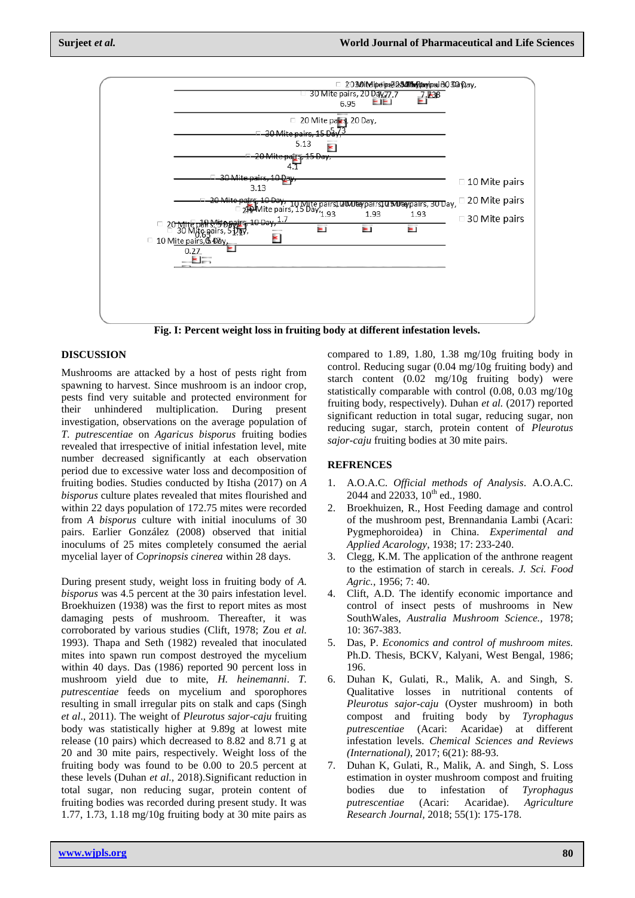Fig. I: Percent weight loss in fruiting body at different infestation levels.

## DISCUSSION

Mushrooms are attacked by a host of pests right from spawning to harvest. Since mushroom is an indoor crop, pests find very suitable and protected environment for their unhindered multiplication. During present investigation, observations on the average population of *T. putrescentiae* on *Agaricus bisporus* fruiting bodies revealed that irrespective of initial infestation level, mite number decreased significantly at each observation period due to excessive water loss and decomposition of fruiting bodies. Studies conducted by Itisha (2017) on *A bisporus* culture plates revealed that mites flourished and within 22 days population of 172.75 mites were recorded from *A bisporus* culture with initial inoculums of 30 pairs. Earlier González (2008) observed that initial inoculums of 25 mites completely consumed the aerial mycelial layer of *Coprinopsis cinerea* within 28 days.

During present study, weight loss in fruiting body of *A. bisporus* was 4.5 percent at the 30 pairs infestation level. Broekhuizen (1938) was the first to report mites as most damaging pests of mushroom. Thereafter, it was corroborated by various studies (Clift, 1978; Zou *et al.* 1993). Thapa and Seth (1982) revealed that inoculated mites into spawn run compost destroyed the mycelium within 40 days. Das (1986) reported 90 percent loss in mushroom yield due to mite, *H. heinemanni*. *T. putrescentiae* feeds on mycelium and sporophores resulting in small irregular pits on stalk and caps (Singh *et al*., 2011). The weight of *Pleurotus sajor-caju* fruiting body was statistically higher at 9.89g at lowest mite release (10 pairs) which decreased to 8.82 and 8.71 g at 20 and 30 mite pairs, respectively. Weight loss of the fruiting body was found to be 0.00 to 20.5 percent at these levels (Duhan *et al.,* 2018).Significant reduction in total sugar, non reducing sugar, protein content of fruiting bodies was recorded during present study. It was 1.77, 1.73, 1.18 mg/10g fruiting body at 30 mite pairs as compared to 1.89, 1.80, 1.38 mg/10g fruiting body in control. Reducing sugar (0.04 mg/10g fruiting body) and starch content (0.02 mg/10g fruiting body) were statistically comparable with control (0.08, 0.03 mg/10g fruiting body, respectively). Duhan *et al.* (2017) reported significant reduction in total sugar, reducing sugar, non reducing sugar, starch, protein content of *Pleurotus sajor-caju* fruiting bodies at 30 mite pairs.

## REFRENCES

1. A.O.A.C. *Official methods of Analysis*. A.O.A.C. 2044 and 22033, 10$^{th}$ ed., 1980.
2. Broekhuizen, R., Host Feeding damage and control of the mushroom pest, Brennandania Lambi (Acari: Pygmephoroidea) in China. *Experimental and Applied Acarology*, 1938; 17: 233-240.
3. Clegg, K.M. The application of the anthrone reagent to the estimation of starch in cereals. *J. Sci. Food Agric.*, 1956; 7: 40.
4. Clift, A.D. The identify economic importance and control of insect pests of mushrooms in New SouthWales, *Australia Mushroom Science.,* 1978; 10: 367-383.
5. Das, P. *Economics and control of mushroom mites.* Ph.D. Thesis, BCKV, Kalyani, West Bengal, 1986; 196.
6. Duhan K, Gulati, R., Malik, A. and Singh, S. Qualitative losses in nutritional contents of *Pleurotus sajor-caju* (Oyster mushroom) in both compost and fruiting body by *Tyrophagus putrescentiae* (Acari: Acaridae) at different infestation levels. *Chemical Sciences and Reviews (International)*, 2017; 6(21): 88-93.
7. Duhan K, Gulati, R., Malik, A. and Singh, S. Loss estimation in oyster mushroom compost and fruiting bodies due to infestation of *Tyrophagus putrescentiae* (Acari: Acaridae). *Agriculture Research Journal*, 2018; 55(1): 175-178.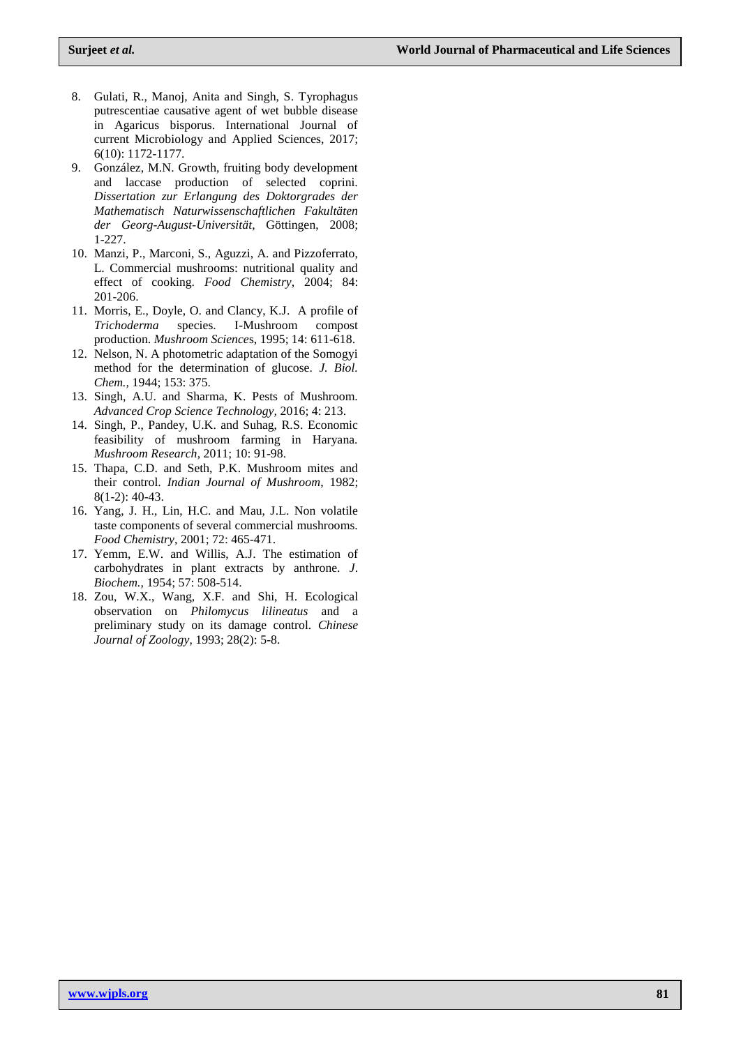8. Gulati, R., Manoj, Anita and Singh, S. Tyrophagus putrescentiae causative agent of wet bubble disease in Agaricus bisporus. International Journal of current Microbiology and Applied Sciences, 2017; 6(10): 1172-1177.
9. González, M.N. Growth, fruiting body development and laccase production of selected coprini. *Dissertation zur Erlangung des Doktorgrades der Mathematisch Naturwissenschaftlichen Fakultäten der Georg-August-Universität*, Göttingen, 2008; 1-227.
10. Manzi, P., Marconi, S., Aguzzi, A. and Pizzoferrato, L. Commercial mushrooms: nutritional quality and effect of cooking. *Food Chemistry*, 2004; 84: 201-206.
11. Morris, E., Doyle, O. and Clancy, K.J. A profile of *Trichoderma* species. I-Mushroom compost production. *Mushroom Science*s, 1995; 14: 611-618.
12. Nelson, N. A photometric adaptation of the Somogyi method for the determination of glucose. *J. Biol. Chem.*, 1944; 153: 375.
13. Singh, A.U. and Sharma, K. Pests of Mushroom. *Advanced Crop Science Technology*, 2016; 4: 213.
14. Singh, P., Pandey, U.K. and Suhag, R.S. Economic feasibility of mushroom farming in Haryana. *Mushroom Research*, 2011; 10: 91-98.
15. Thapa, C.D. and Seth, P.K. Mushroom mites and their control. *Indian Journal of Mushroom*, 1982; 8(1-2): 40-43.
16. Yang, J. H., Lin, H.C. and Mau, J.L. Non volatile taste components of several commercial mushrooms. *Food Chemistry*, 2001; 72: 465-471.
17. Yemm, E.W. and Willis, A.J. The estimation of carbohydrates in plant extracts by anthrone. *J. Biochem.*, 1954; 57: 508-514.
18. Zou, W.X., Wang, X.F. and Shi, H. Ecological observation on *Philomycus lilineatus* and a preliminary study on its damage control. *Chinese Journal of Zoology*, 1993; 28(2): 5-8.